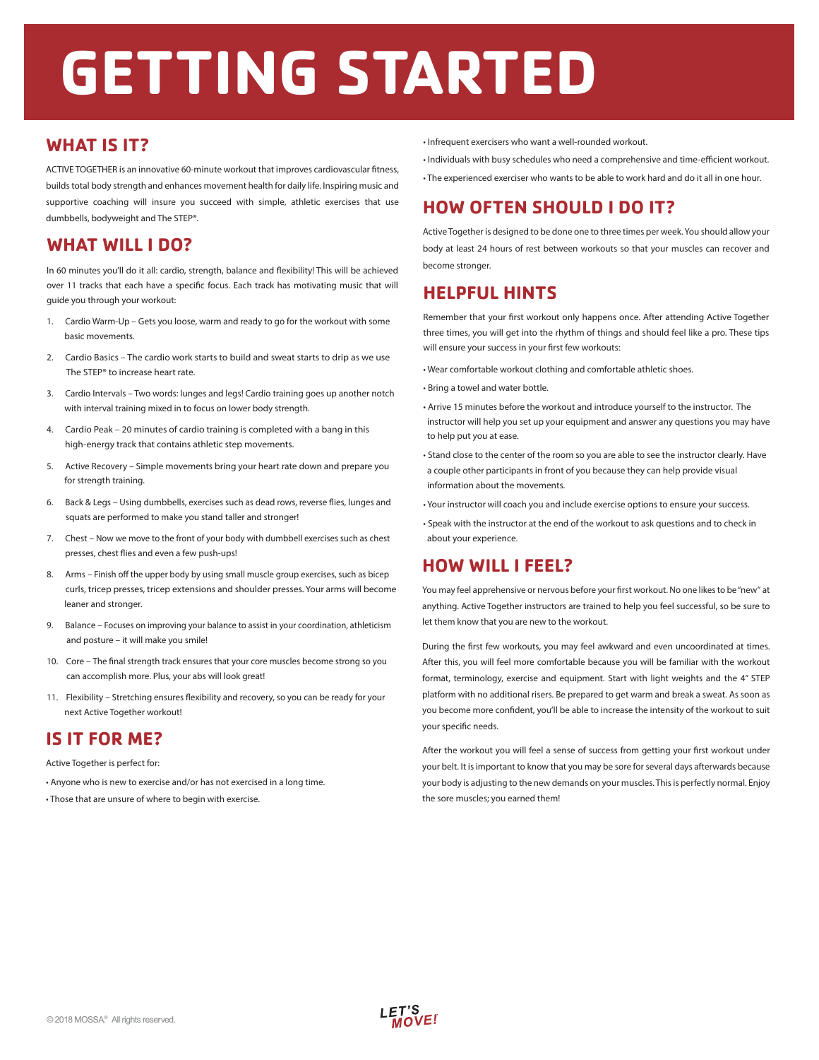# GETTING STARTED

## WHAT IS IT?

ACTIVE TOGETHER is an innovative 60-minute workout that improves cardiovascular fitness, builds total body strength and enhances movement health for daily life. Inspiring music and supportive coaching will insure you succeed with simple, athletic exercises that use dumbbells, bodyweight and The STEP®.

## WHAT WILL I DO?

In 60 minutes you'll do it all: cardio, strength, balance and flexibility! This will be achieved over 11 tracks that each have a specific focus. Each track has motivating music that will guide you through your workout:

1. Cardio Warm-Up – Gets you loose, warm and ready to go for the workout with some basic movements.
2. Cardio Basics – The cardio work starts to build and sweat starts to drip as we use The STEP® to increase heart rate.
3. Cardio Intervals – Two words: lunges and legs! Cardio training goes up another notch with interval training mixed in to focus on lower body strength.
4. Cardio Peak – 20 minutes of cardio training is completed with a bang in this high-energy track that contains athletic step movements.
5. Active Recovery – Simple movements bring your heart rate down and prepare you for strength training.
6. Back & Legs – Using dumbbells, exercises such as dead rows, reverse flies, lunges and squats are performed to make you stand taller and stronger!
7. Chest – Now we move to the front of your body with dumbbell exercises such as chest presses, chest flies and even a few push-ups!
8. Arms – Finish off the upper body by using small muscle group exercises, such as bicep curls, tricep presses, tricep extensions and shoulder presses. Your arms will become leaner and stronger.
9. Balance – Focuses on improving your balance to assist in your coordination, athleticism and posture – it will make you smile!
10. Core – The final strength track ensures that your core muscles become strong so you can accomplish more. Plus, your abs will look great!
11. Flexibility – Stretching ensures flexibility and recovery, so you can be ready for your next Active Together workout!

## IS IT FOR ME?

Active Together is perfect for:

- Anyone who is new to exercise and/or has not exercised in a long time.
- Those that are unsure of where to begin with exercise.
- Infrequent exercisers who want a well-rounded workout.
- Individuals with busy schedules who need a comprehensive and time-efficient workout.
- The experienced exerciser who wants to be able to work hard and do it all in one hour.

## HOW OFTEN SHOULD I DO IT?

Active Together is designed to be done one to three times per week. You should allow your body at least 24 hours of rest between workouts so that your muscles can recover and become stronger.

## HELPFUL HINTS

Remember that your first workout only happens once. After attending Active Together three times, you will get into the rhythm of things and should feel like a pro. These tips will ensure your success in your first few workouts:

- Wear comfortable workout clothing and comfortable athletic shoes.
- Bring a towel and water bottle.
- Arrive 15 minutes before the workout and introduce yourself to the instructor. The instructor will help you set up your equipment and answer any questions you may have to help put you at ease.
- Stand close to the center of the room so you are able to see the instructor clearly. Have a couple other participants in front of you because they can help provide visual information about the movements.
- Your instructor will coach you and include exercise options to ensure your success.
- Speak with the instructor at the end of the workout to ask questions and to check in about your experience.

## HOW WILL I FEEL?

You may feel apprehensive or nervous before your first workout. No one likes to be "new" at anything. Active Together instructors are trained to help you feel successful, so be sure to let them know that you are new to the workout.

During the first few workouts, you may feel awkward and even uncoordinated at times. After this, you will feel more comfortable because you will be familiar with the workout format, terminology, exercise and equipment. Start with light weights and the 4" STEP platform with no additional risers. Be prepared to get warm and break a sweat. As soon as you become more confident, you'll be able to increase the intensity of the workout to suit your specific needs.

After the workout you will feel a sense of success from getting your first workout under your belt. It is important to know that you may be sore for several days afterwards because your body is adjusting to the new demands on your muscles. This is perfectly normal. Enjoy the sore muscles; you earned them!

© 2018 MOSSA® All rights reserved.

LET'S MOVE!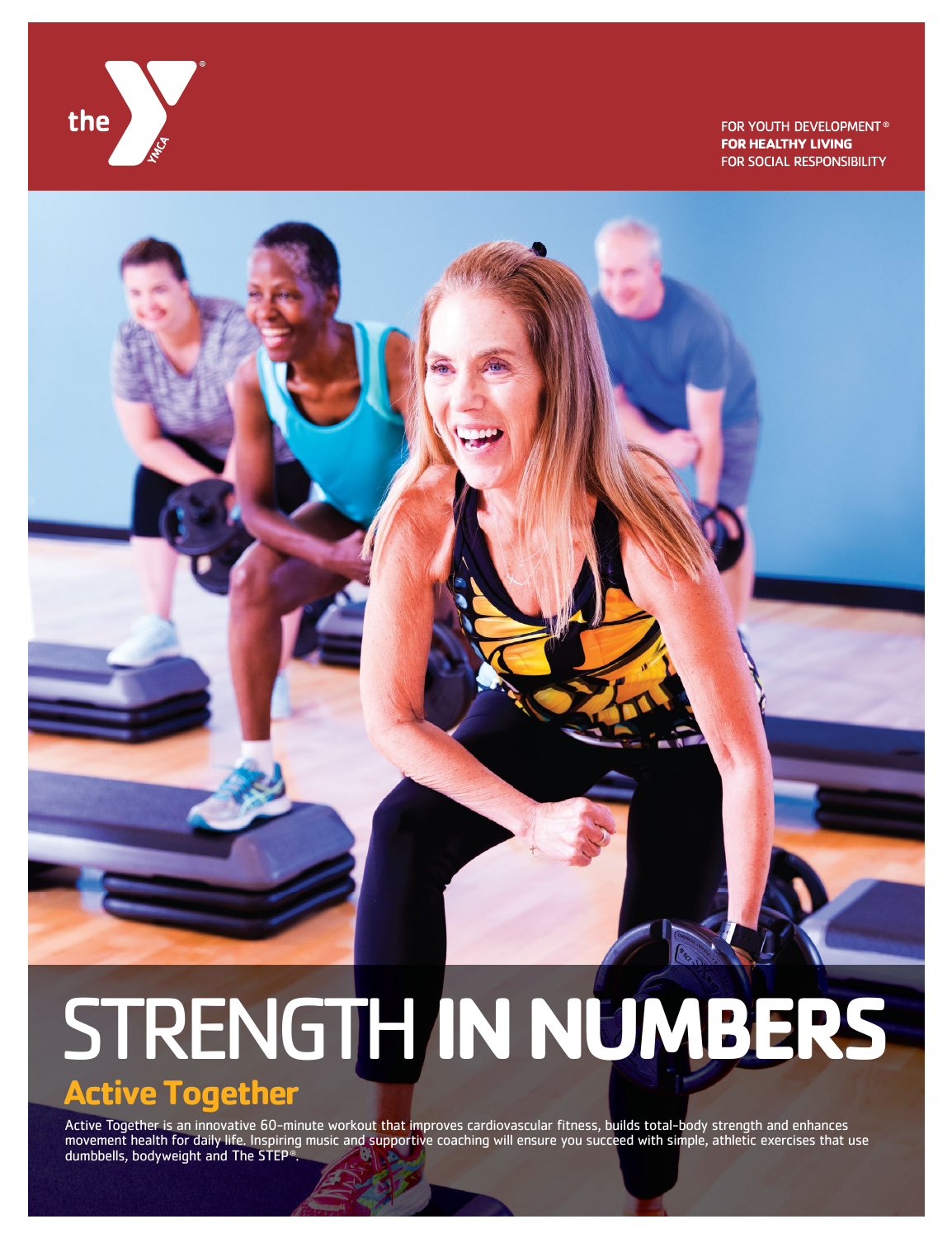the YMCA

FOR YOUTH DEVELOPMENT®
**FOR HEALTHY LIVING**
FOR SOCIAL RESPONSIBILITY

# STRENGTH **IN NUMBERS**

## Active Together

Active Together is an innovative 60-minute workout that improves cardiovascular fitness, builds total-body strength and enhances movement health for daily life. Inspiring music and supportive coaching will ensure you succeed with simple, athletic exercises that use dumbbells, bodyweight and The STEP®.